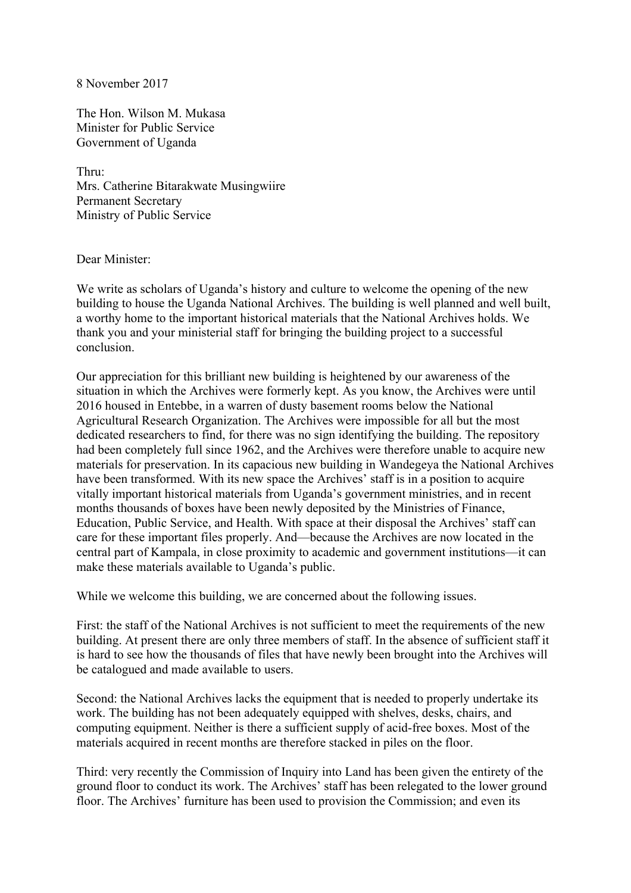8 November 2017

The Hon. Wilson M. Mukasa
Minister for Public Service
Government of Uganda

Thru:
Mrs. Catherine Bitarakwate Musingwiire
Permanent Secretary
Ministry of Public Service

Dear Minister:

We write as scholars of Uganda's history and culture to welcome the opening of the new building to house the Uganda National Archives. The building is well planned and well built, a worthy home to the important historical materials that the National Archives holds. We thank you and your ministerial staff for bringing the building project to a successful conclusion.

Our appreciation for this brilliant new building is heightened by our awareness of the situation in which the Archives were formerly kept. As you know, the Archives were until 2016 housed in Entebbe, in a warren of dusty basement rooms below the National Agricultural Research Organization. The Archives were impossible for all but the most dedicated researchers to find, for there was no sign identifying the building. The repository had been completely full since 1962, and the Archives were therefore unable to acquire new materials for preservation. In its capacious new building in Wandegeya the National Archives have been transformed. With its new space the Archives' staff is in a position to acquire vitally important historical materials from Uganda's government ministries, and in recent months thousands of boxes have been newly deposited by the Ministries of Finance, Education, Public Service, and Health. With space at their disposal the Archives' staff can care for these important files properly. And—because the Archives are now located in the central part of Kampala, in close proximity to academic and government institutions—it can make these materials available to Uganda's public.

While we welcome this building, we are concerned about the following issues.

First: the staff of the National Archives is not sufficient to meet the requirements of the new building. At present there are only three members of staff. In the absence of sufficient staff it is hard to see how the thousands of files that have newly been brought into the Archives will be catalogued and made available to users.

Second: the National Archives lacks the equipment that is needed to properly undertake its work. The building has not been adequately equipped with shelves, desks, chairs, and computing equipment. Neither is there a sufficient supply of acid-free boxes. Most of the materials acquired in recent months are therefore stacked in piles on the floor.

Third: very recently the Commission of Inquiry into Land has been given the entirety of the ground floor to conduct its work. The Archives' staff has been relegated to the lower ground floor. The Archives' furniture has been used to provision the Commission; and even its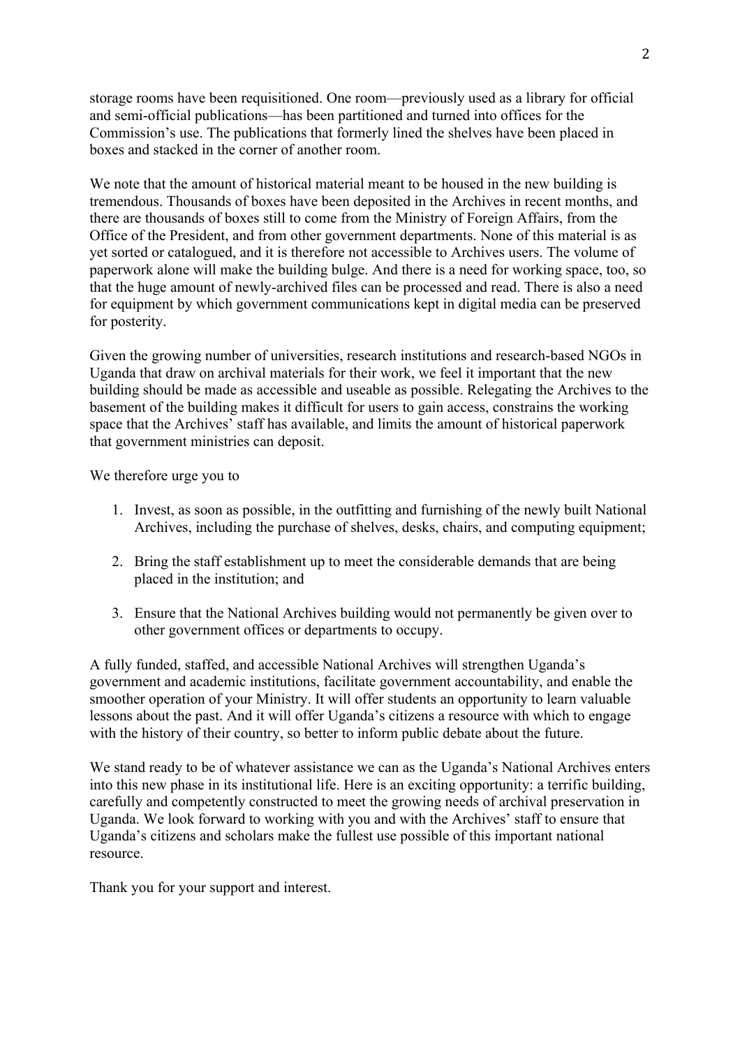storage rooms have been requisitioned. One room—previously used as a library for official and semi-official publications—has been partitioned and turned into offices for the Commission's use. The publications that formerly lined the shelves have been placed in boxes and stacked in the corner of another room.

We note that the amount of historical material meant to be housed in the new building is tremendous. Thousands of boxes have been deposited in the Archives in recent months, and there are thousands of boxes still to come from the Ministry of Foreign Affairs, from the Office of the President, and from other government departments. None of this material is as yet sorted or catalogued, and it is therefore not accessible to Archives users. The volume of paperwork alone will make the building bulge. And there is a need for working space, too, so that the huge amount of newly-archived files can be processed and read. There is also a need for equipment by which government communications kept in digital media can be preserved for posterity.

Given the growing number of universities, research institutions and research-based NGOs in Uganda that draw on archival materials for their work, we feel it important that the new building should be made as accessible and useable as possible. Relegating the Archives to the basement of the building makes it difficult for users to gain access, constrains the working space that the Archives' staff has available, and limits the amount of historical paperwork that government ministries can deposit.

We therefore urge you to

1. Invest, as soon as possible, in the outfitting and furnishing of the newly built National Archives, including the purchase of shelves, desks, chairs, and computing equipment;

2. Bring the staff establishment up to meet the considerable demands that are being placed in the institution; and

3. Ensure that the National Archives building would not permanently be given over to other government offices or departments to occupy.

A fully funded, staffed, and accessible National Archives will strengthen Uganda's government and academic institutions, facilitate government accountability, and enable the smoother operation of your Ministry. It will offer students an opportunity to learn valuable lessons about the past. And it will offer Uganda's citizens a resource with which to engage with the history of their country, so better to inform public debate about the future.

We stand ready to be of whatever assistance we can as the Uganda's National Archives enters into this new phase in its institutional life. Here is an exciting opportunity: a terrific building, carefully and competently constructed to meet the growing needs of archival preservation in Uganda. We look forward to working with you and with the Archives' staff to ensure that Uganda's citizens and scholars make the fullest use possible of this important national resource.

Thank you for your support and interest.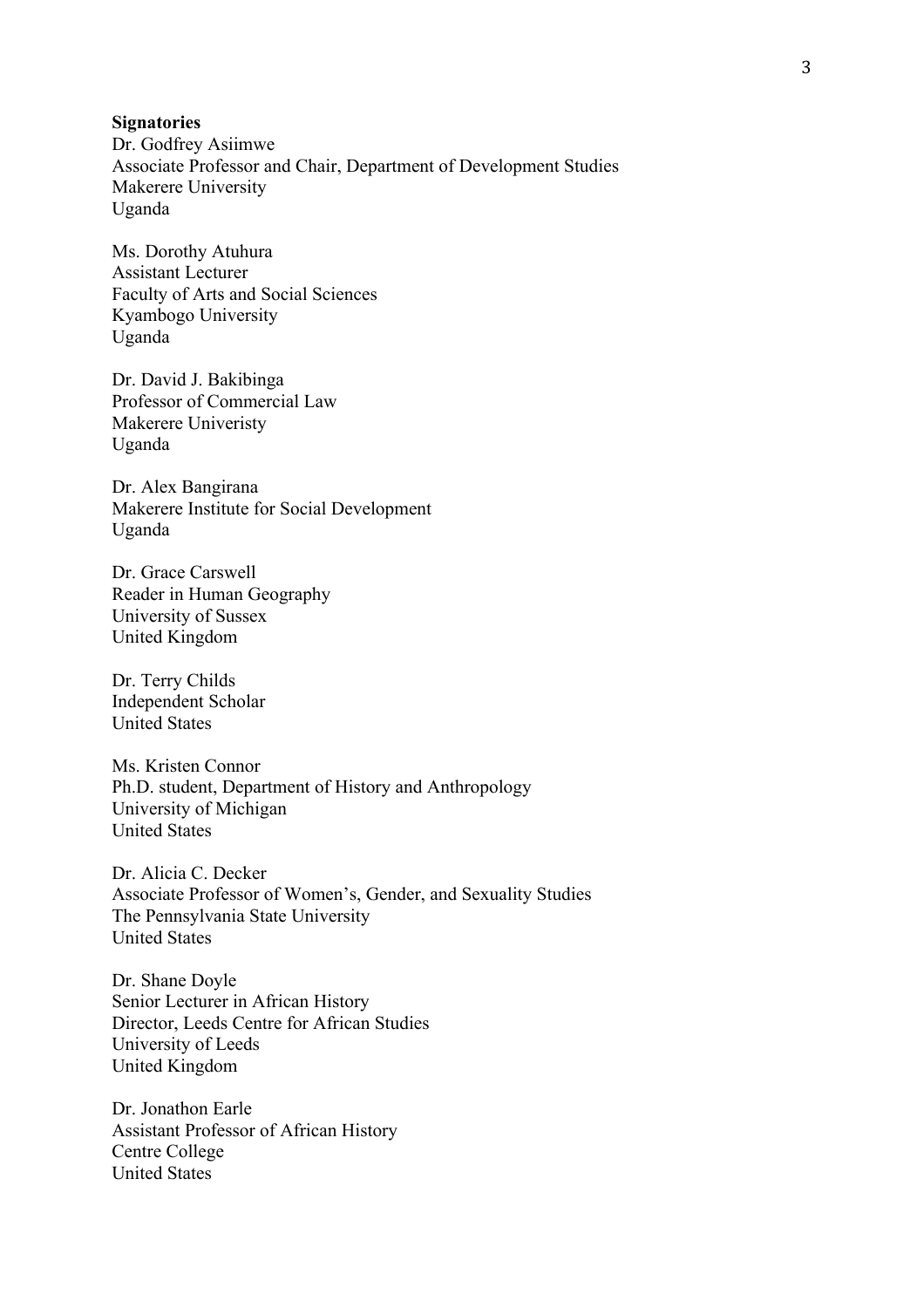**Signatories**

Dr. Godfrey Asiimwe  
Associate Professor and Chair, Department of Development Studies  
Makerere University  
Uganda

Ms. Dorothy Atuhura  
Assistant Lecturer  
Faculty of Arts and Social Sciences  
Kyambogo University  
Uganda

Dr. David J. Bakibinga  
Professor of Commercial Law  
Makerere Univeristy  
Uganda

Dr. Alex Bangirana  
Makerere Institute for Social Development  
Uganda

Dr. Grace Carswell  
Reader in Human Geography  
University of Sussex  
United Kingdom

Dr. Terry Childs  
Independent Scholar  
United States

Ms. Kristen Connor  
Ph.D. student, Department of History and Anthropology  
University of Michigan  
United States

Dr. Alicia C. Decker  
Associate Professor of Women's, Gender, and Sexuality Studies  
The Pennsylvania State University  
United States

Dr. Shane Doyle  
Senior Lecturer in African History  
Director, Leeds Centre for African Studies  
University of Leeds  
United Kingdom

Dr. Jonathon Earle  
Assistant Professor of African History  
Centre College  
United States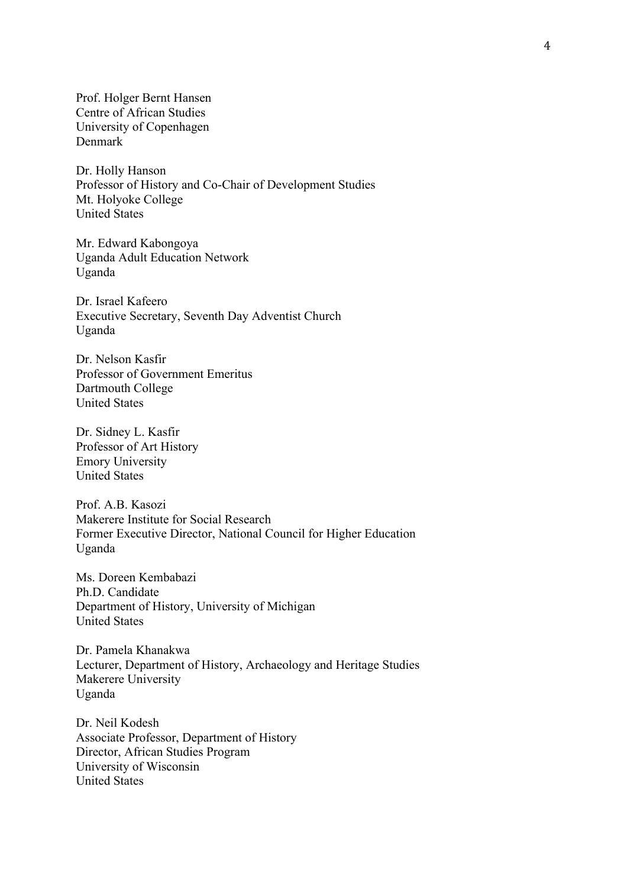Prof. Holger Bernt Hansen
Centre of African Studies
University of Copenhagen
Denmark

Dr. Holly Hanson
Professor of History and Co-Chair of Development Studies
Mt. Holyoke College
United States

Mr. Edward Kabongoya
Uganda Adult Education Network
Uganda

Dr. Israel Kafeero
Executive Secretary, Seventh Day Adventist Church
Uganda

Dr. Nelson Kasfir
Professor of Government Emeritus
Dartmouth College
United States

Dr. Sidney L. Kasfir
Professor of Art History
Emory University
United States

Prof. A.B. Kasozi
Makerere Institute for Social Research
Former Executive Director, National Council for Higher Education
Uganda

Ms. Doreen Kembabazi
Ph.D. Candidate
Department of History, University of Michigan
United States

Dr. Pamela Khanakwa
Lecturer, Department of History, Archaeology and Heritage Studies
Makerere University
Uganda

Dr. Neil Kodesh
Associate Professor, Department of History
Director, African Studies Program
University of Wisconsin
United States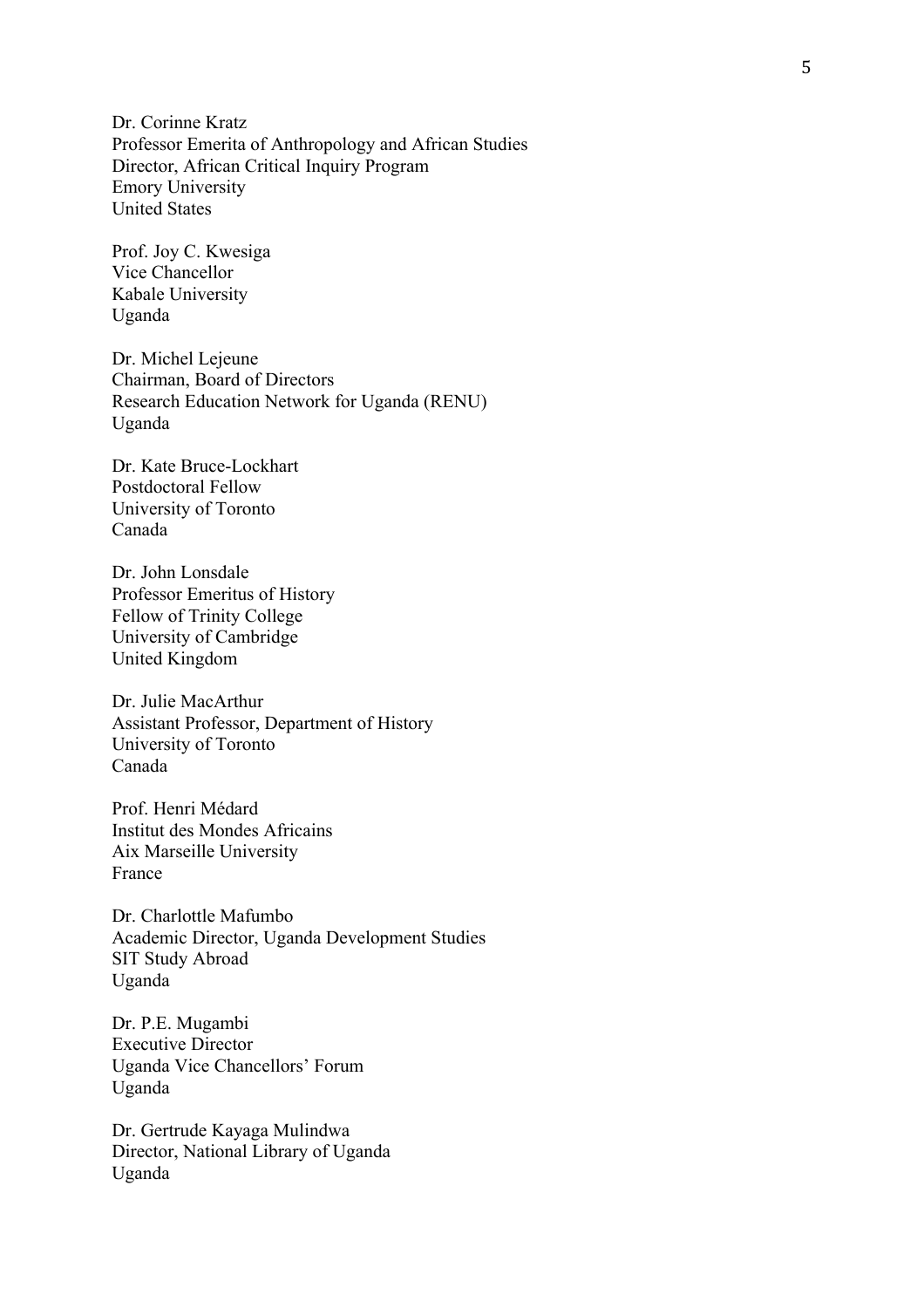Dr. Corinne Kratz  
Professor Emerita of Anthropology and African Studies  
Director, African Critical Inquiry Program  
Emory University  
United States

Prof. Joy C. Kwesiga  
Vice Chancellor  
Kabale University  
Uganda

Dr. Michel Lejeune  
Chairman, Board of Directors  
Research Education Network for Uganda (RENU)  
Uganda

Dr. Kate Bruce-Lockhart  
Postdoctoral Fellow  
University of Toronto  
Canada

Dr. John Lonsdale  
Professor Emeritus of History  
Fellow of Trinity College  
University of Cambridge  
United Kingdom

Dr. Julie MacArthur  
Assistant Professor, Department of History  
University of Toronto  
Canada

Prof. Henri Médard  
Institut des Mondes Africains  
Aix Marseille University  
France

Dr. Charlottle Mafumbo  
Academic Director, Uganda Development Studies  
SIT Study Abroad  
Uganda

Dr. P.E. Mugambi  
Executive Director  
Uganda Vice Chancellors' Forum  
Uganda

Dr. Gertrude Kayaga Mulindwa  
Director, National Library of Uganda  
Uganda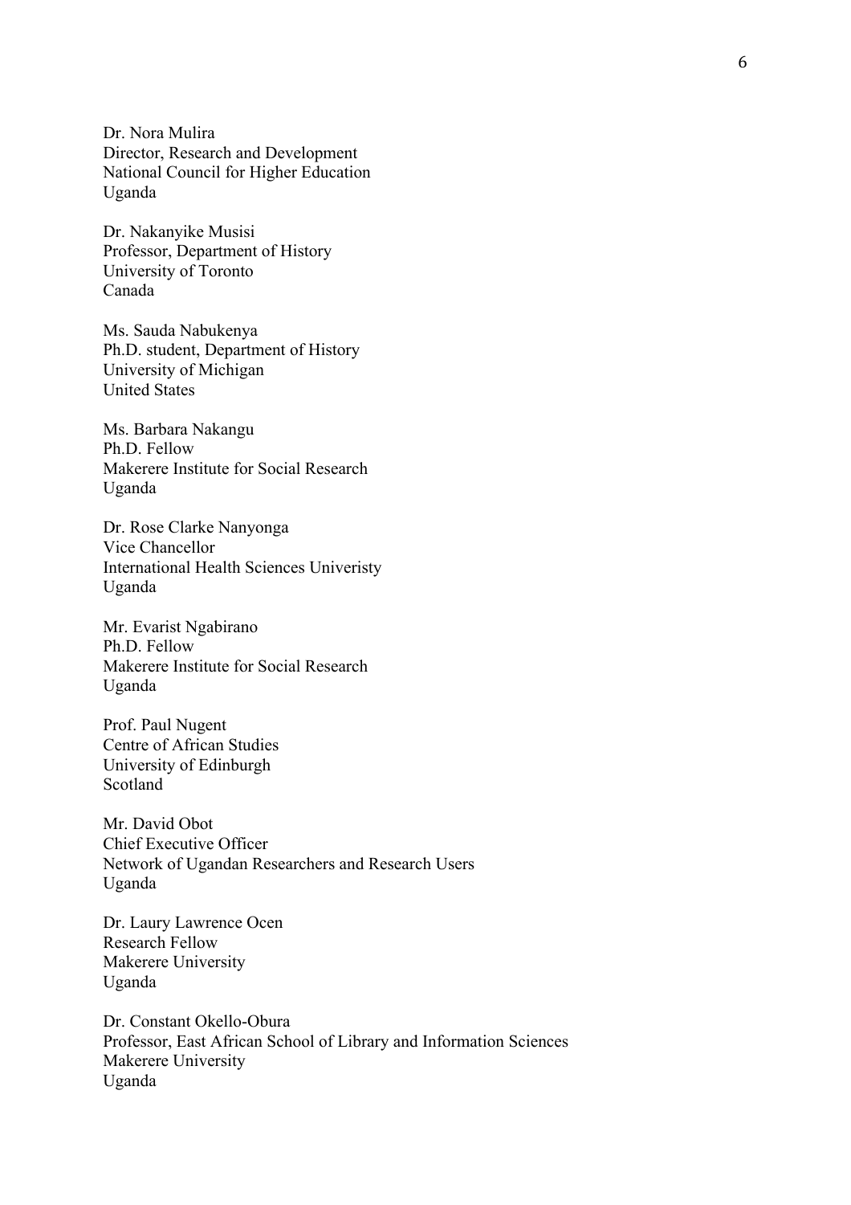Dr. Nora Mulira
Director, Research and Development
National Council for Higher Education
Uganda

Dr. Nakanyike Musisi
Professor, Department of History
University of Toronto
Canada

Ms. Sauda Nabukenya
Ph.D. student, Department of History
University of Michigan
United States

Ms. Barbara Nakangu
Ph.D. Fellow
Makerere Institute for Social Research
Uganda

Dr. Rose Clarke Nanyonga
Vice Chancellor
International Health Sciences Univeristy
Uganda

Mr. Evarist Ngabirano
Ph.D. Fellow
Makerere Institute for Social Research
Uganda

Prof. Paul Nugent
Centre of African Studies
University of Edinburgh
Scotland

Mr. David Obot
Chief Executive Officer
Network of Ugandan Researchers and Research Users
Uganda

Dr. Laury Lawrence Ocen
Research Fellow
Makerere University
Uganda

Dr. Constant Okello-Obura
Professor, East African School of Library and Information Sciences
Makerere University
Uganda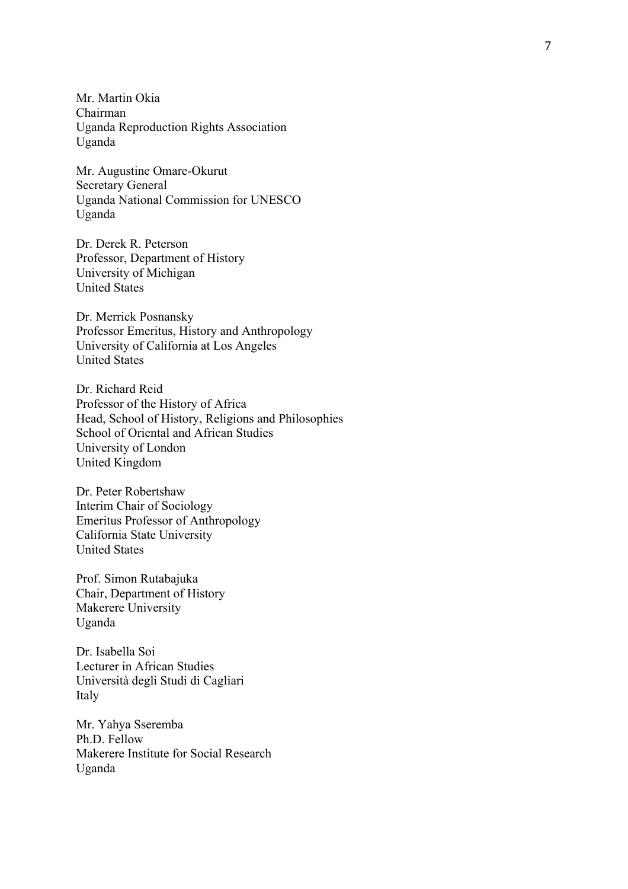Mr. Martin Okia
Chairman
Uganda Reproduction Rights Association
Uganda

Mr. Augustine Omare-Okurut
Secretary General
Uganda National Commission for UNESCO
Uganda

Dr. Derek R. Peterson
Professor, Department of History
University of Michigan
United States

Dr. Merrick Posnansky
Professor Emeritus, History and Anthropology
University of California at Los Angeles
United States

Dr. Richard Reid
Professor of the History of Africa
Head, School of History, Religions and Philosophies
School of Oriental and African Studies
University of London
United Kingdom

Dr. Peter Robertshaw
Interim Chair of Sociology
Emeritus Professor of Anthropology
California State University
United States

Prof. Simon Rutabajuka
Chair, Department of History
Makerere University
Uganda

Dr. Isabella Soi
Lecturer in African Studies
Università degli Studi di Cagliari
Italy

Mr. Yahya Sseremba
Ph.D. Fellow
Makerere Institute for Social Research
Uganda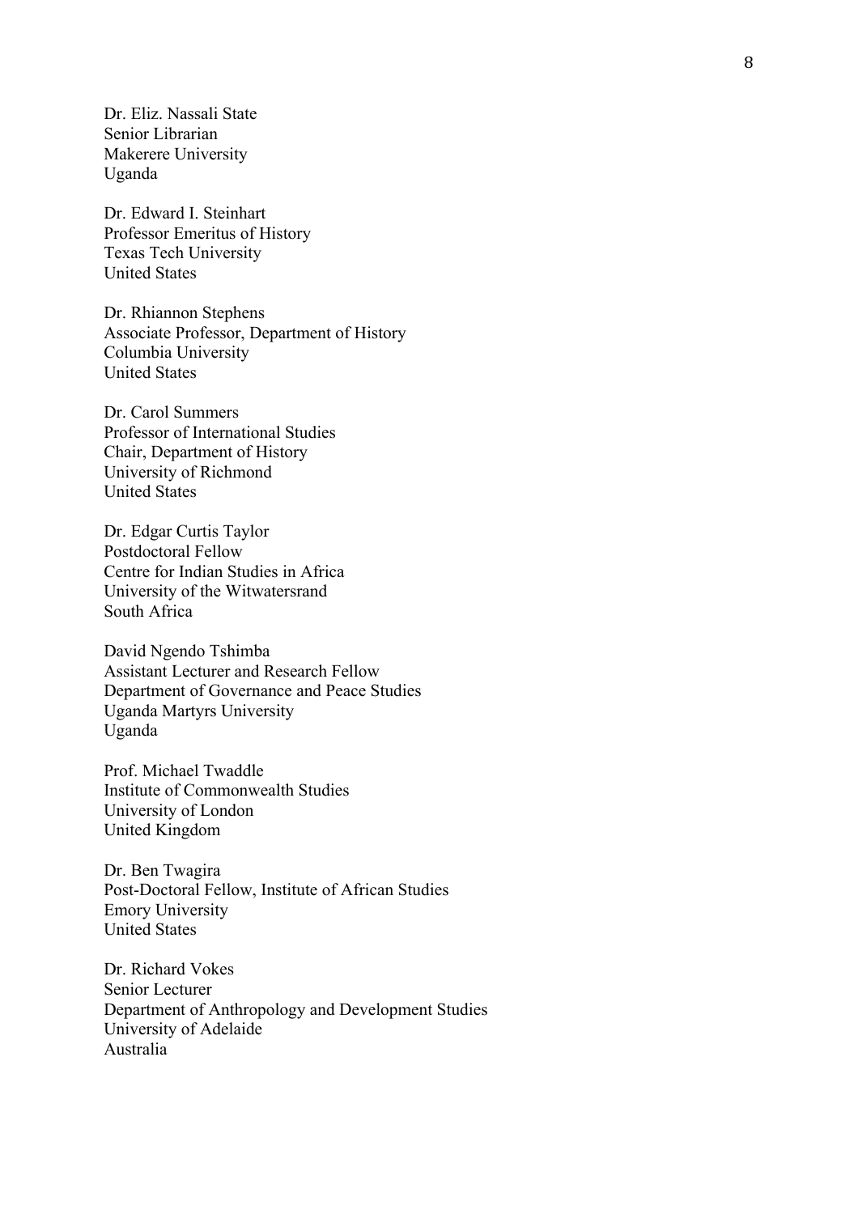Dr. Eliz. Nassali State
Senior Librarian
Makerere University
Uganda

Dr. Edward I. Steinhart
Professor Emeritus of History
Texas Tech University
United States

Dr. Rhiannon Stephens
Associate Professor, Department of History
Columbia University
United States

Dr. Carol Summers
Professor of International Studies
Chair, Department of History
University of Richmond
United States

Dr. Edgar Curtis Taylor
Postdoctoral Fellow
Centre for Indian Studies in Africa
University of the Witwatersrand
South Africa

David Ngendo Tshimba
Assistant Lecturer and Research Fellow
Department of Governance and Peace Studies
Uganda Martyrs University
Uganda

Prof. Michael Twaddle
Institute of Commonwealth Studies
University of London
United Kingdom

Dr. Ben Twagira
Post-Doctoral Fellow, Institute of African Studies
Emory University
United States

Dr. Richard Vokes
Senior Lecturer
Department of Anthropology and Development Studies
University of Adelaide
Australia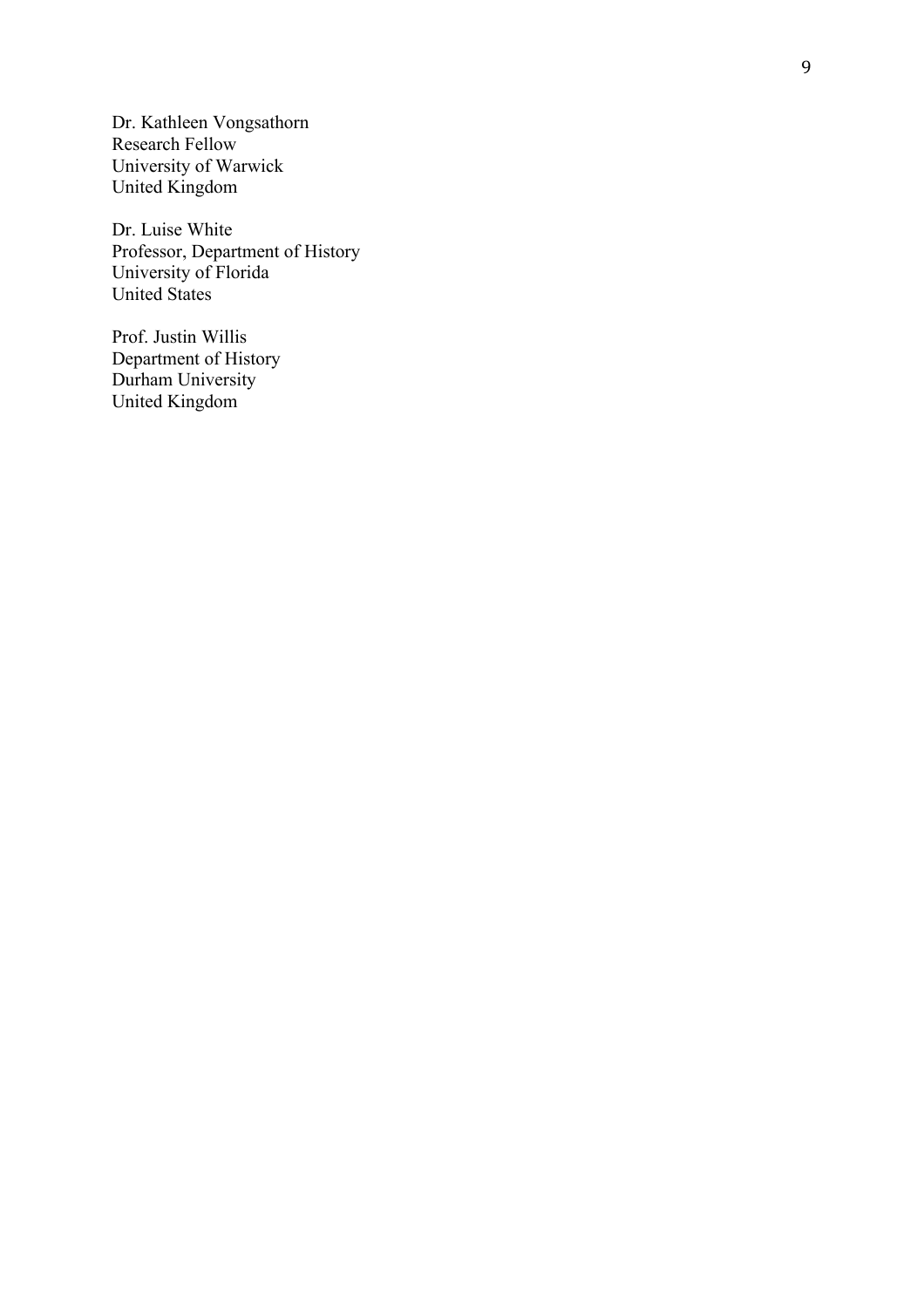Dr. Kathleen Vongsathorn  
Research Fellow  
University of Warwick  
United Kingdom

Dr. Luise White  
Professor, Department of History  
University of Florida  
United States

Prof. Justin Willis  
Department of History  
Durham University  
United Kingdom